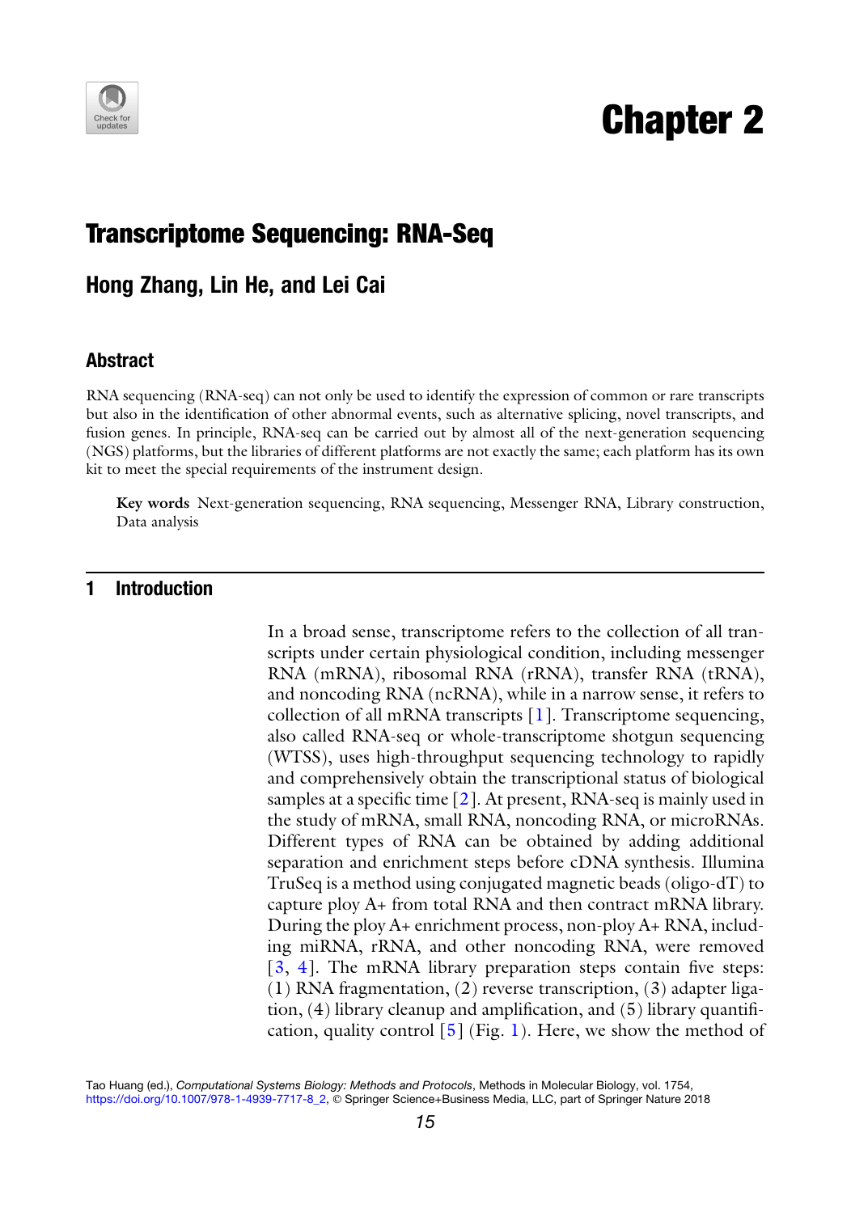# Chapter 2

## Transcriptome Sequencing: RNA-Seq

### Hong Zhang, Lin He, and Lei Cai

#### Abstract

RNA sequencing (RNA-seq) can not only be used to identify the expression of common or rare transcripts but also in the identification of other abnormal events, such as alternative splicing, novel transcripts, and fusion genes. In principle, RNA-seq can be carried out by almost all of the next-generation sequencing (NGS) platforms, but the libraries of different platforms are not exactly the same; each platform has its own kit to meet the special requirements of the instrument design.

**Key words** Next-generation sequencing, RNA sequencing, Messenger RNA, Library construction, Data analysis

## 1 Introduction

In a broad sense, transcriptome refers to the collection of all transcripts under certain physiological condition, including messenger RNA (mRNA), ribosomal RNA (rRNA), transfer RNA (tRNA), and noncoding RNA (ncRNA), while in a narrow sense, it refers to collection of all mRNA transcripts [1]. Transcriptome sequencing, also called RNA-seq or whole-transcriptome shotgun sequencing (WTSS), uses high-throughput sequencing technology to rapidly and comprehensively obtain the transcriptional status of biological samples at a specific time [2]. At present, RNA-seq is mainly used in the study of mRNA, small RNA, noncoding RNA, or microRNAs. Different types of RNA can be obtained by adding additional separation and enrichment steps before cDNA synthesis. Illumina TruSeq is a method using conjugated magnetic beads (oligo-dT) to capture ploy A+ from total RNA and then contract mRNA library. During the ploy A+ enrichment process, non-ploy A+ RNA, including miRNA, rRNA, and other noncoding RNA, were removed [3, 4]. The mRNA library preparation steps contain five steps: (1) RNA fragmentation, (2) reverse transcription, (3) adapter ligation, (4) library cleanup and amplification, and (5) library quantification, quality control [5] (Fig. 1). Here, we show the method of

Tao Huang (ed.), *Computational Systems Biology: Methods and Protocols*, Methods in Molecular Biology, vol. 1754, https://doi.org/10.1007/978-1-4939-7717-8_2, © Springer Science+Business Media, LLC, part of Springer Nature 2018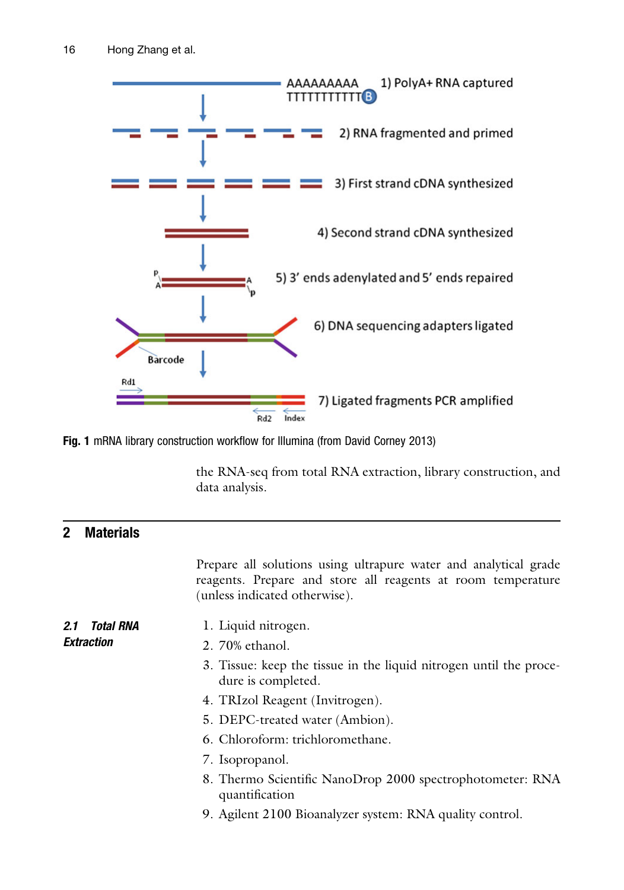Fig. 1 mRNA library construction workflow for Illumina (from David Corney 2013)

the RNA-seq from total RNA extraction, library construction, and data analysis.

## 2 Materials

Prepare all solutions using ultrapure water and analytical grade reagents. Prepare and store all reagents at room temperature (unless indicated otherwise).

### 2.1 Total RNA Extraction

1. Liquid nitrogen.
2. 70% ethanol.
3. Tissue: keep the tissue in the liquid nitrogen until the procedure is completed.
4. TRIzol Reagent (Invitrogen).
5. DEPC-treated water (Ambion).
6. Chloroform: trichloromethane.
7. Isopropanol.
8. Thermo Scientific NanoDrop 2000 spectrophotometer: RNA quantification
9. Agilent 2100 Bioanalyzer system: RNA quality control.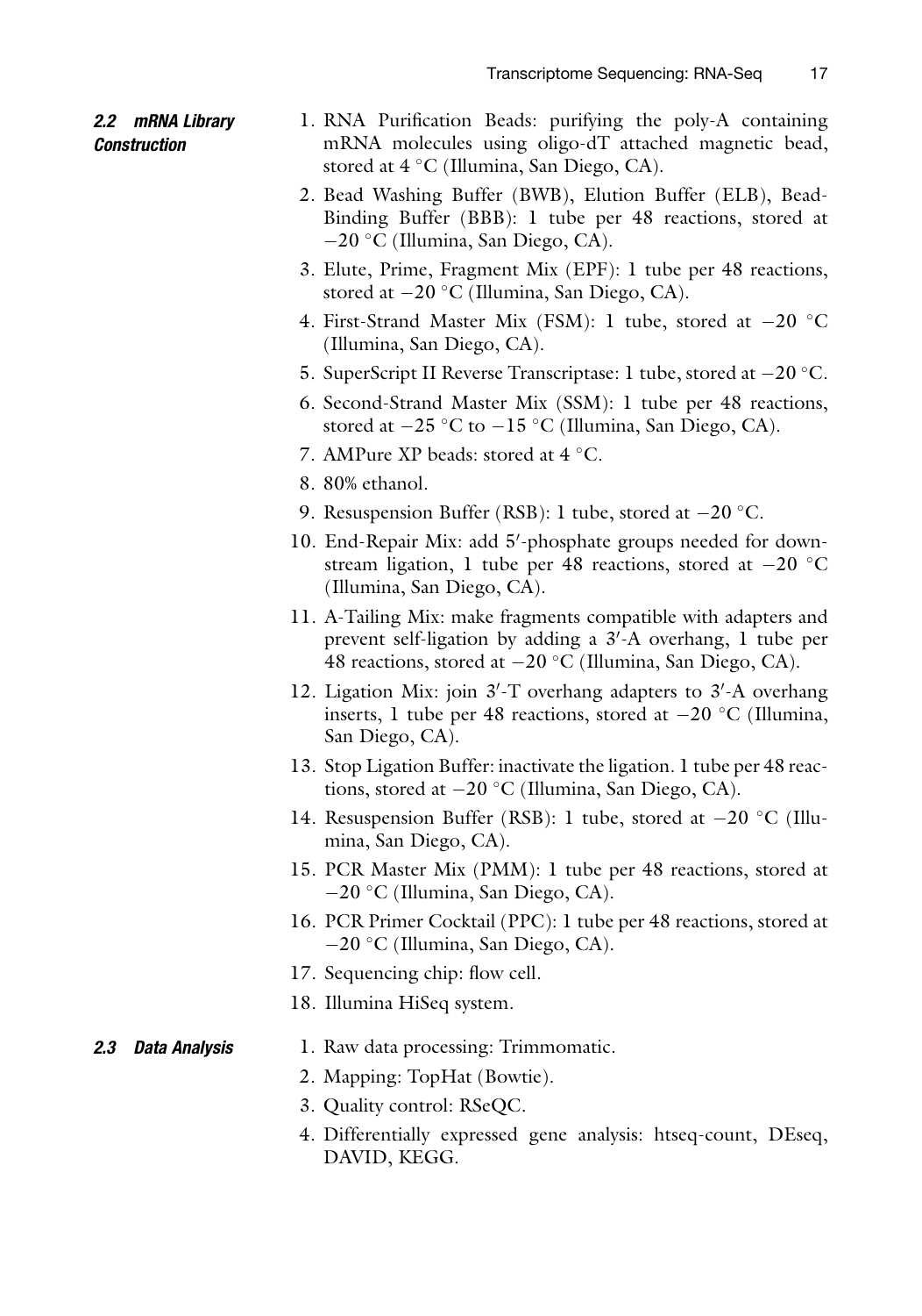### 2.2 mRNA Library Construction

1. RNA Purification Beads: purifying the poly-A containing mRNA molecules using oligo-dT attached magnetic bead, stored at 4 °C (Illumina, San Diego, CA).
2. Bead Washing Buffer (BWB), Elution Buffer (ELB), Bead-Binding Buffer (BBB): 1 tube per 48 reactions, stored at −20 °C (Illumina, San Diego, CA).
3. Elute, Prime, Fragment Mix (EPF): 1 tube per 48 reactions, stored at −20 °C (Illumina, San Diego, CA).
4. First-Strand Master Mix (FSM): 1 tube, stored at −20 °C (Illumina, San Diego, CA).
5. SuperScript II Reverse Transcriptase: 1 tube, stored at −20 °C.
6. Second-Strand Master Mix (SSM): 1 tube per 48 reactions, stored at −25 °C to −15 °C (Illumina, San Diego, CA).
7. AMPure XP beads: stored at 4 °C.
8. 80% ethanol.
9. Resuspension Buffer (RSB): 1 tube, stored at −20 °C.
10. End-Repair Mix: add 5′-phosphate groups needed for downstream ligation, 1 tube per 48 reactions, stored at −20 °C (Illumina, San Diego, CA).
11. A-Tailing Mix: make fragments compatible with adapters and prevent self-ligation by adding a 3′-A overhang, 1 tube per 48 reactions, stored at −20 °C (Illumina, San Diego, CA).
12. Ligation Mix: join 3′-T overhang adapters to 3′-A overhang inserts, 1 tube per 48 reactions, stored at −20 °C (Illumina, San Diego, CA).
13. Stop Ligation Buffer: inactivate the ligation. 1 tube per 48 reactions, stored at −20 °C (Illumina, San Diego, CA).
14. Resuspension Buffer (RSB): 1 tube, stored at −20 °C (Illumina, San Diego, CA).
15. PCR Master Mix (PMM): 1 tube per 48 reactions, stored at −20 °C (Illumina, San Diego, CA).
16. PCR Primer Cocktail (PPC): 1 tube per 48 reactions, stored at −20 °C (Illumina, San Diego, CA).
17. Sequencing chip: flow cell.
18. Illumina HiSeq system.

### 2.3 Data Analysis

1. Raw data processing: Trimmomatic.
2. Mapping: TopHat (Bowtie).
3. Quality control: RSeQC.
4. Differentially expressed gene analysis: htseq-count, DEseq, DAVID, KEGG.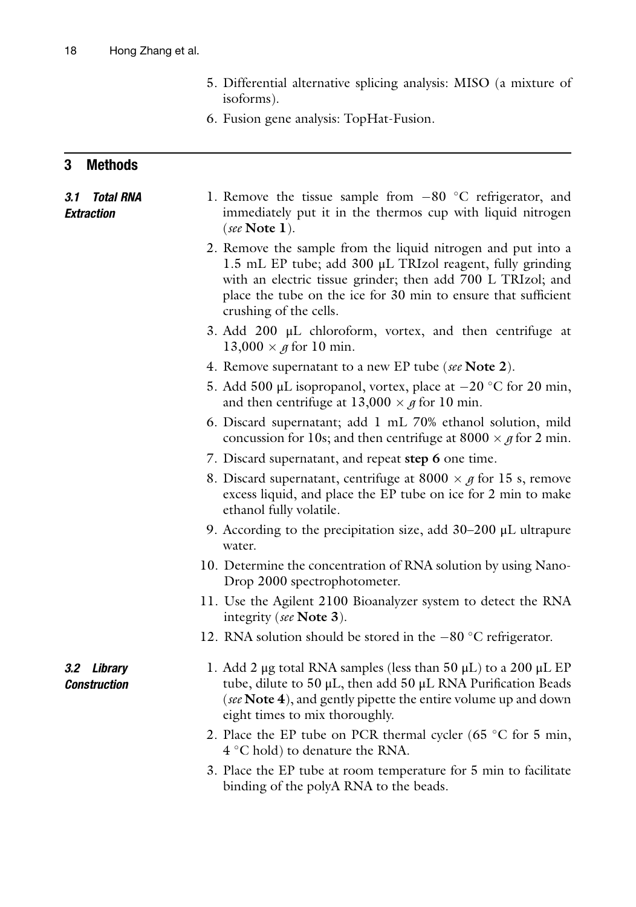5. Differential alternative splicing analysis: MISO (a mixture of isoforms).
6. Fusion gene analysis: TopHat-Fusion.

## 3 Methods

### 3.1 Total RNA Extraction

1. Remove the tissue sample from −80 °C refrigerator, and immediately put it in the thermos cup with liquid nitrogen (*see* **Note 1**).
2. Remove the sample from the liquid nitrogen and put into a 1.5 mL EP tube; add 300 μL TRIzol reagent, fully grinding with an electric tissue grinder; then add 700 L TRIzol; and place the tube on the ice for 30 min to ensure that sufficient crushing of the cells.
3. Add 200 μL chloroform, vortex, and then centrifuge at 13,000 × *g* for 10 min.
4. Remove supernatant to a new EP tube (*see* **Note 2**).
5. Add 500 μL isopropanol, vortex, place at −20 °C for 20 min, and then centrifuge at 13,000 × *g* for 10 min.
6. Discard supernatant; add 1 mL 70% ethanol solution, mild concussion for 10s; and then centrifuge at 8000 × *g* for 2 min.
7. Discard supernatant, and repeat **step 6** one time.
8. Discard supernatant, centrifuge at 8000 × *g* for 15 s, remove excess liquid, and place the EP tube on ice for 2 min to make ethanol fully volatile.
9. According to the precipitation size, add 30–200 μL ultrapure water.
10. Determine the concentration of RNA solution by using Nano-Drop 2000 spectrophotometer.
11. Use the Agilent 2100 Bioanalyzer system to detect the RNA integrity (*see* **Note 3**).
12. RNA solution should be stored in the −80 °C refrigerator.

### 3.2 Library Construction

1. Add 2 μg total RNA samples (less than 50 μL) to a 200 μL EP tube, dilute to 50 μL, then add 50 μL RNA Purification Beads (*see* **Note 4**), and gently pipette the entire volume up and down eight times to mix thoroughly.
2. Place the EP tube on PCR thermal cycler (65 °C for 5 min, 4 °C hold) to denature the RNA.
3. Place the EP tube at room temperature for 5 min to facilitate binding of the polyA RNA to the beads.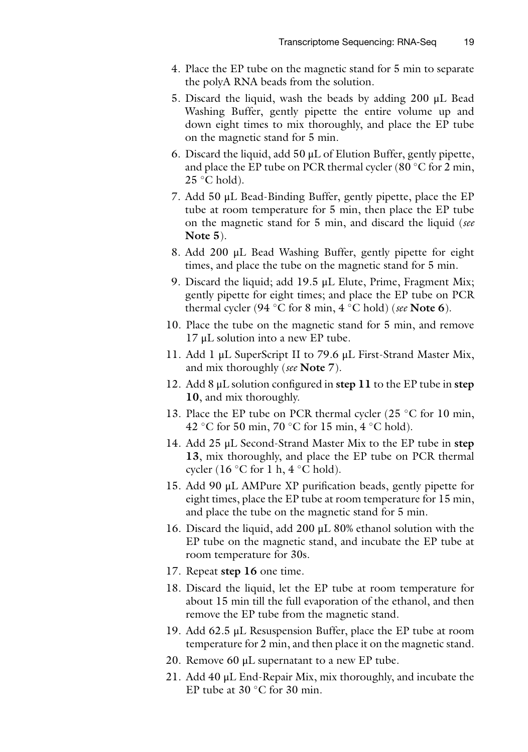4. Place the EP tube on the magnetic stand for 5 min to separate the polyA RNA beads from the solution.
5. Discard the liquid, wash the beads by adding 200 μL Bead Washing Buffer, gently pipette the entire volume up and down eight times to mix thoroughly, and place the EP tube on the magnetic stand for 5 min.
6. Discard the liquid, add 50 μL of Elution Buffer, gently pipette, and place the EP tube on PCR thermal cycler (80 °C for 2 min, 25 °C hold).
7. Add 50 μL Bead-Binding Buffer, gently pipette, place the EP tube at room temperature for 5 min, then place the EP tube on the magnetic stand for 5 min, and discard the liquid (*see* **Note 5**).
8. Add 200 μL Bead Washing Buffer, gently pipette for eight times, and place the tube on the magnetic stand for 5 min.
9. Discard the liquid; add 19.5 μL Elute, Prime, Fragment Mix; gently pipette for eight times; and place the EP tube on PCR thermal cycler (94 °C for 8 min, 4 °C hold) (*see* **Note 6**).
10. Place the tube on the magnetic stand for 5 min, and remove 17 μL solution into a new EP tube.
11. Add 1 μL SuperScript II to 79.6 μL First-Strand Master Mix, and mix thoroughly (*see* **Note 7**).
12. Add 8 μL solution configured in **step 11** to the EP tube in **step 10**, and mix thoroughly.
13. Place the EP tube on PCR thermal cycler (25 °C for 10 min, 42 °C for 50 min, 70 °C for 15 min, 4 °C hold).
14. Add 25 μL Second-Strand Master Mix to the EP tube in **step 13**, mix thoroughly, and place the EP tube on PCR thermal cycler (16 °C for 1 h, 4 °C hold).
15. Add 90 μL AMPure XP purification beads, gently pipette for eight times, place the EP tube at room temperature for 15 min, and place the tube on the magnetic stand for 5 min.
16. Discard the liquid, add 200 μL 80% ethanol solution with the EP tube on the magnetic stand, and incubate the EP tube at room temperature for 30s.
17. Repeat **step 16** one time.
18. Discard the liquid, let the EP tube at room temperature for about 15 min till the full evaporation of the ethanol, and then remove the EP tube from the magnetic stand.
19. Add 62.5 μL Resuspension Buffer, place the EP tube at room temperature for 2 min, and then place it on the magnetic stand.
20. Remove 60 μL supernatant to a new EP tube.
21. Add 40 μL End-Repair Mix, mix thoroughly, and incubate the EP tube at 30 °C for 30 min.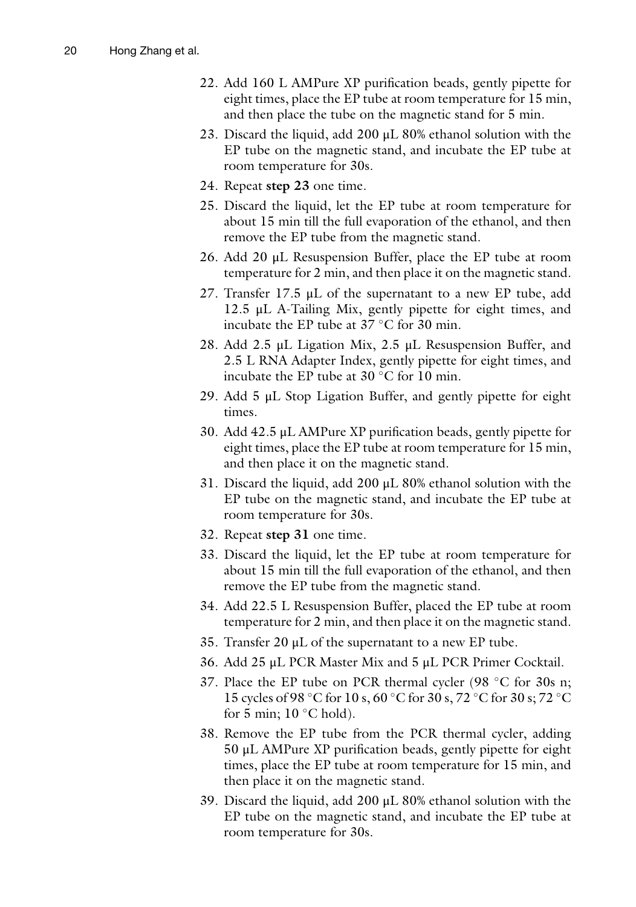22. Add 160 L AMPure XP purification beads, gently pipette for eight times, place the EP tube at room temperature for 15 min, and then place the tube on the magnetic stand for 5 min.
23. Discard the liquid, add 200 μL 80% ethanol solution with the EP tube on the magnetic stand, and incubate the EP tube at room temperature for 30s.
24. Repeat **step 23** one time.
25. Discard the liquid, let the EP tube at room temperature for about 15 min till the full evaporation of the ethanol, and then remove the EP tube from the magnetic stand.
26. Add 20 μL Resuspension Buffer, place the EP tube at room temperature for 2 min, and then place it on the magnetic stand.
27. Transfer 17.5 μL of the supernatant to a new EP tube, add 12.5 μL A-Tailing Mix, gently pipette for eight times, and incubate the EP tube at 37 °C for 30 min.
28. Add 2.5 μL Ligation Mix, 2.5 μL Resuspension Buffer, and 2.5 L RNA Adapter Index, gently pipette for eight times, and incubate the EP tube at 30 °C for 10 min.
29. Add 5 μL Stop Ligation Buffer, and gently pipette for eight times.
30. Add 42.5 μL AMPure XP purification beads, gently pipette for eight times, place the EP tube at room temperature for 15 min, and then place it on the magnetic stand.
31. Discard the liquid, add 200 μL 80% ethanol solution with the EP tube on the magnetic stand, and incubate the EP tube at room temperature for 30s.
32. Repeat **step 31** one time.
33. Discard the liquid, let the EP tube at room temperature for about 15 min till the full evaporation of the ethanol, and then remove the EP tube from the magnetic stand.
34. Add 22.5 L Resuspension Buffer, placed the EP tube at room temperature for 2 min, and then place it on the magnetic stand.
35. Transfer 20 μL of the supernatant to a new EP tube.
36. Add 25 μL PCR Master Mix and 5 μL PCR Primer Cocktail.
37. Place the EP tube on PCR thermal cycler (98 °C for 30s n; 15 cycles of 98 °C for 10 s, 60 °C for 30 s, 72 °C for 30 s; 72 °C for 5 min; 10 °C hold).
38. Remove the EP tube from the PCR thermal cycler, adding 50 μL AMPure XP purification beads, gently pipette for eight times, place the EP tube at room temperature for 15 min, and then place it on the magnetic stand.
39. Discard the liquid, add 200 μL 80% ethanol solution with the EP tube on the magnetic stand, and incubate the EP tube at room temperature for 30s.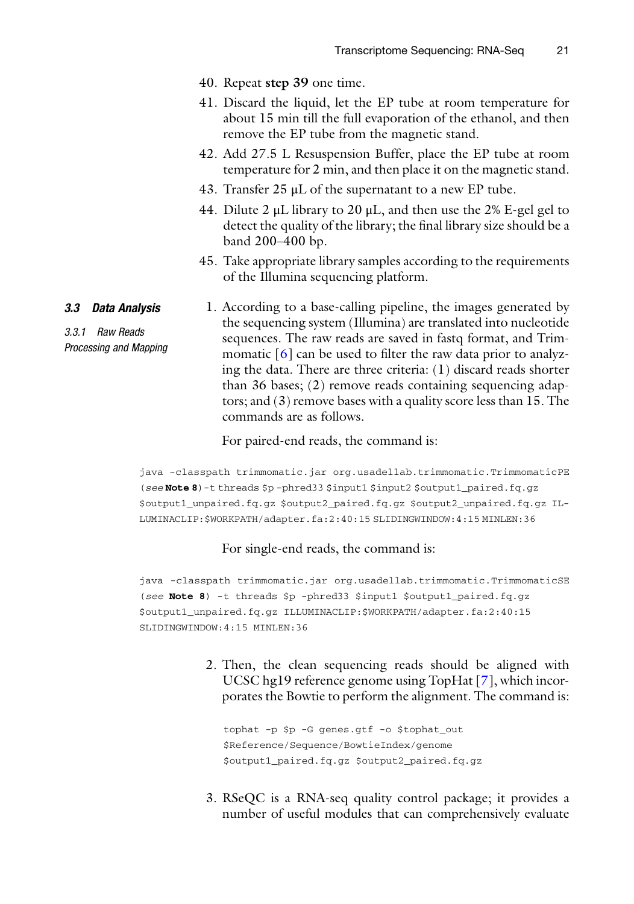40. Repeat **step 39** one time.
41. Discard the liquid, let the EP tube at room temperature for about 15 min till the full evaporation of the ethanol, and then remove the EP tube from the magnetic stand.
42. Add 27.5 L Resuspension Buffer, place the EP tube at room temperature for 2 min, and then place it on the magnetic stand.
43. Transfer 25 μL of the supernatant to a new EP tube.
44. Dilute 2 μL library to 20 μL, and then use the 2% E-gel gel to detect the quality of the library; the final library size should be a band 200–400 bp.
45. Take appropriate library samples according to the requirements of the Illumina sequencing platform.

## 3.3 Data Analysis

### 3.3.1 Raw Reads Processing and Mapping

1. According to a base-calling pipeline, the images generated by the sequencing system (Illumina) are translated into nucleotide sequences. The raw reads are saved in fastq format, and Trimmomatic [6] can be used to filter the raw data prior to analyzing the data. There are three criteria: (1) discard reads shorter than 36 bases; (2) remove reads containing sequencing adaptors; and (3) remove bases with a quality score less than 15. The commands are as follows.

   For paired-end reads, the command is:

```
java -classpath trimmomatic.jar org.usadellab.trimmomatic.TrimmomaticPE
(see Note 8)-t threads $p -phred33 $input1 $input2 $output1_paired.fq.gz
$output1_unpaired.fq.gz $output2_paired.fq.gz $output2_unpaired.fq.gz IL-
LUMINACLIP:$WORKPATH/adapter.fa:2:40:15 SLIDINGWINDOW:4:15 MINLEN:36
```

   For single-end reads, the command is:

```
java -classpath trimmomatic.jar org.usadellab.trimmomatic.TrimmomaticSE
(see Note 8) -t threads $p -phred33 $input1 $output1_paired.fq.gz
$output1_unpaired.fq.gz ILLUMINACLIP:$WORKPATH/adapter.fa:2:40:15
SLIDINGWINDOW:4:15 MINLEN:36
```

2. Then, the clean sequencing reads should be aligned with UCSC hg19 reference genome using TopHat [7], which incorporates the Bowtie to perform the alignment. The command is:

```
tophat -p $p -G genes.gtf -o $tophat_out
$Reference/Sequence/BowtieIndex/genome
$output1_paired.fq.gz $output2_paired.fq.gz
```

3. RSeQC is a RNA-seq quality control package; it provides a number of useful modules that can comprehensively evaluate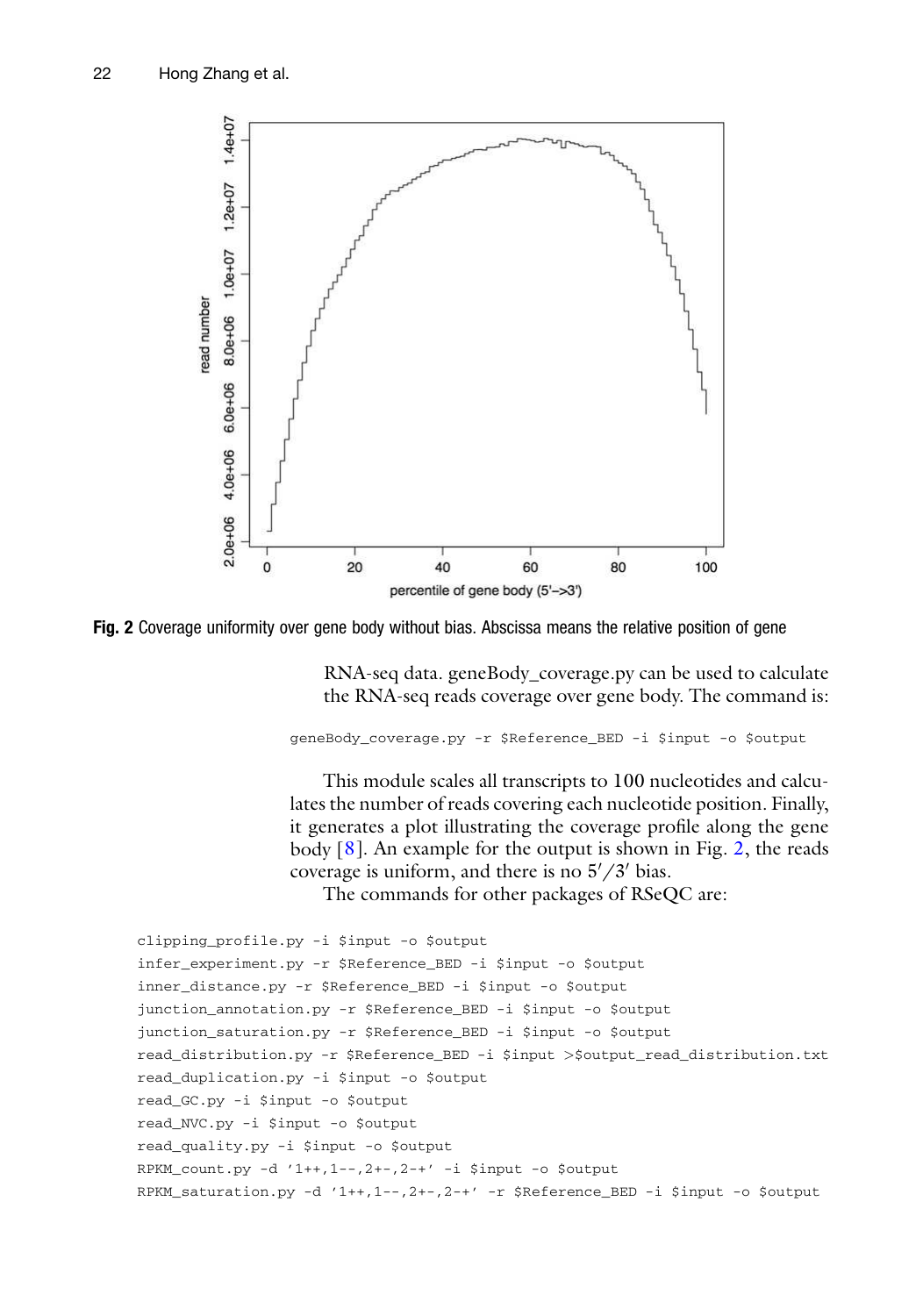**Fig. 2** Coverage uniformity over gene body without bias. Abscissa means the relative position of gene

RNA-seq data. geneBody_coverage.py can be used to calculate the RNA-seq reads coverage over gene body. The command is:

```
geneBody_coverage.py -r $Reference_BED -i $input -o $output
```

This module scales all transcripts to 100 nucleotides and calculates the number of reads covering each nucleotide position. Finally, it generates a plot illustrating the coverage profile along the gene body [8]. An example for the output is shown in Fig. 2, the reads coverage is uniform, and there is no $5'/3'$ bias.

The commands for other packages of RSeQC are:

```
clipping_profile.py -i $input -o $output
infer_experiment.py -r $Reference_BED -i $input -o $output
inner_distance.py -r $Reference_BED -i $input -o $output
junction_annotation.py -r $Reference_BED -i $input -o $output
junction_saturation.py -r $Reference_BED -i $input -o $output
read_distribution.py -r $Reference_BED -i $input >$output_read_distribution.txt
read_duplication.py -i $input -o $output
read_GC.py -i $input -o $output
read_NVC.py -i $input -o $output
read_quality.py -i $input -o $output
RPKM_count.py -d '1++,1--,2+-,2-+' -i $input -o $output
RPKM_saturation.py -d '1++,1--,2+-,2-+' -r $Reference_BED -i $input -o $output
```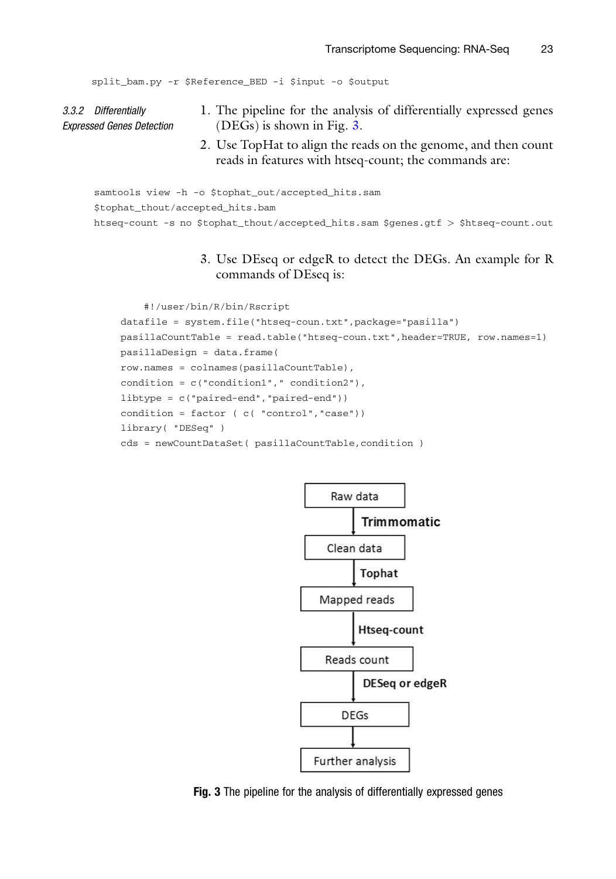```
split_bam.py -r $Reference_BED -i $input -o $output
```

### 3.3.2 Differentially Expressed Genes Detection

1. The pipeline for the analysis of differentially expressed genes (DEGs) is shown in Fig. 3.
2. Use TopHat to align the reads on the genome, and then count reads in features with htseq-count; the commands are:

```
samtools view -h -o $tophat_out/accepted_hits.sam
$tophat_thout/accepted_hits.bam
htseq-count -s no $tophat_thout/accepted_hits.sam $genes.gtf > $htseq-count.out
```

3. Use DEseq or edgeR to detect the DEGs. An example for R commands of DEseq is:

```
    #!/user/bin/R/bin/Rscript
datafile = system.file("htseq-coun.txt",package="pasilla")
pasillaCountTable = read.table("htseq-coun.txt",header=TRUE, row.names=1)
pasillaDesign = data.frame(
row.names = colnames(pasillaCountTable),
condition = c("condition1"," condition2"),
libtype = c("paired-end","paired-end"))
condition = factor ( c( "control","case"))
library( "DESeq" )
cds = newCountDataSet( pasillaCountTable,condition )
```

Raw data → **Trimmomatic** → Clean data → **Tophat** → Mapped reads → **Htseq-count** → Reads count → **DESeq or edgeR** → DEGs → Further analysis

**Fig. 3** The pipeline for the analysis of differentially expressed genes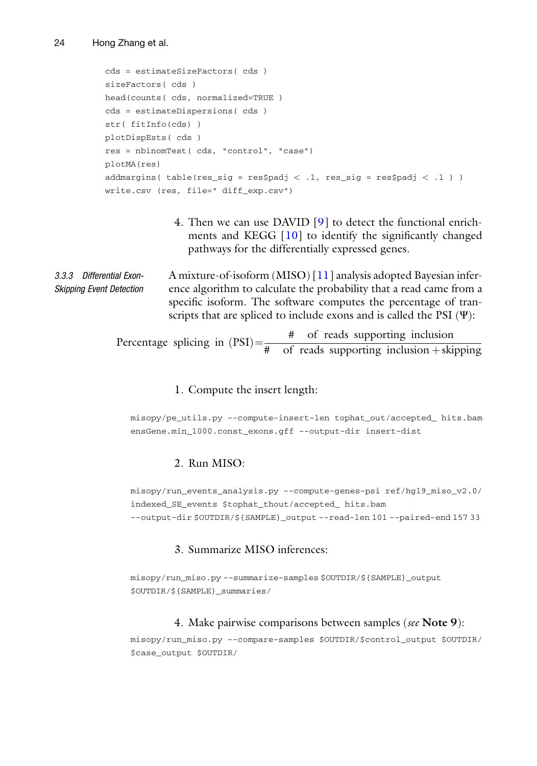```
cds = estimateSizeFactors( cds )
sizeFactors( cds )
head(counts( cds, normalized=TRUE )
cds = estimateDispersions( cds )
str( fitInfo(cds) )
plotDispEsts( cds )
res = nbinomTest( cds, "control", "case")
plotMA(res)
addmargins( table(res_sig = res$padj < .1, res_sig = res$padj < .1 ) )
write.csv (res, file=" diff_exp.csv")
```

4. Then we can use DAVID [9] to detect the functional enrichments and KEGG [10] to identify the significantly changed pathways for the differentially expressed genes.

#### 3.3.3 Differential Exon-Skipping Event Detection

A mixture-of-isoform (MISO) [11] analysis adopted Bayesian inference algorithm to calculate the probability that a read came from a specific isoform. The software computes the percentage of transcripts that are spliced to include exons and is called the PSI ($\Psi$):

$$\text{Percentage splicing in (PSI)} = \frac{\#\ \text{of reads supporting inclusion}}{\#\ \text{of reads supporting inclusion} + \text{skipping}}$$

1. Compute the insert length:

```
misopy/pe_utils.py --compute-insert-len tophat_out/accepted_ hits.bam
ensGene.min_1000.const_exons.gff --output-dir insert-dist
```

2. Run MISO:

```
misopy/run_events_analysis.py --compute-genes-psi ref/hg19_miso_v2.0/
indexed_SE_events $tophat_thout/accepted_ hits.bam
--output-dir $OUTDIR/${SAMPLE}_output --read-len 101 --paired-end 157 33
```

3. Summarize MISO inferences:

```
misopy/run_miso.py --summarize-samples $OUTDIR/${SAMPLE}_output
$OUTDIR/${SAMPLE}_summaries/
```

4. Make pairwise comparisons between samples (*see* **Note 9**):

```
misopy/run_miso.py --compare-samples $OUTDIR/$control_output $OUTDIR/
$case_output $OUTDIR/
```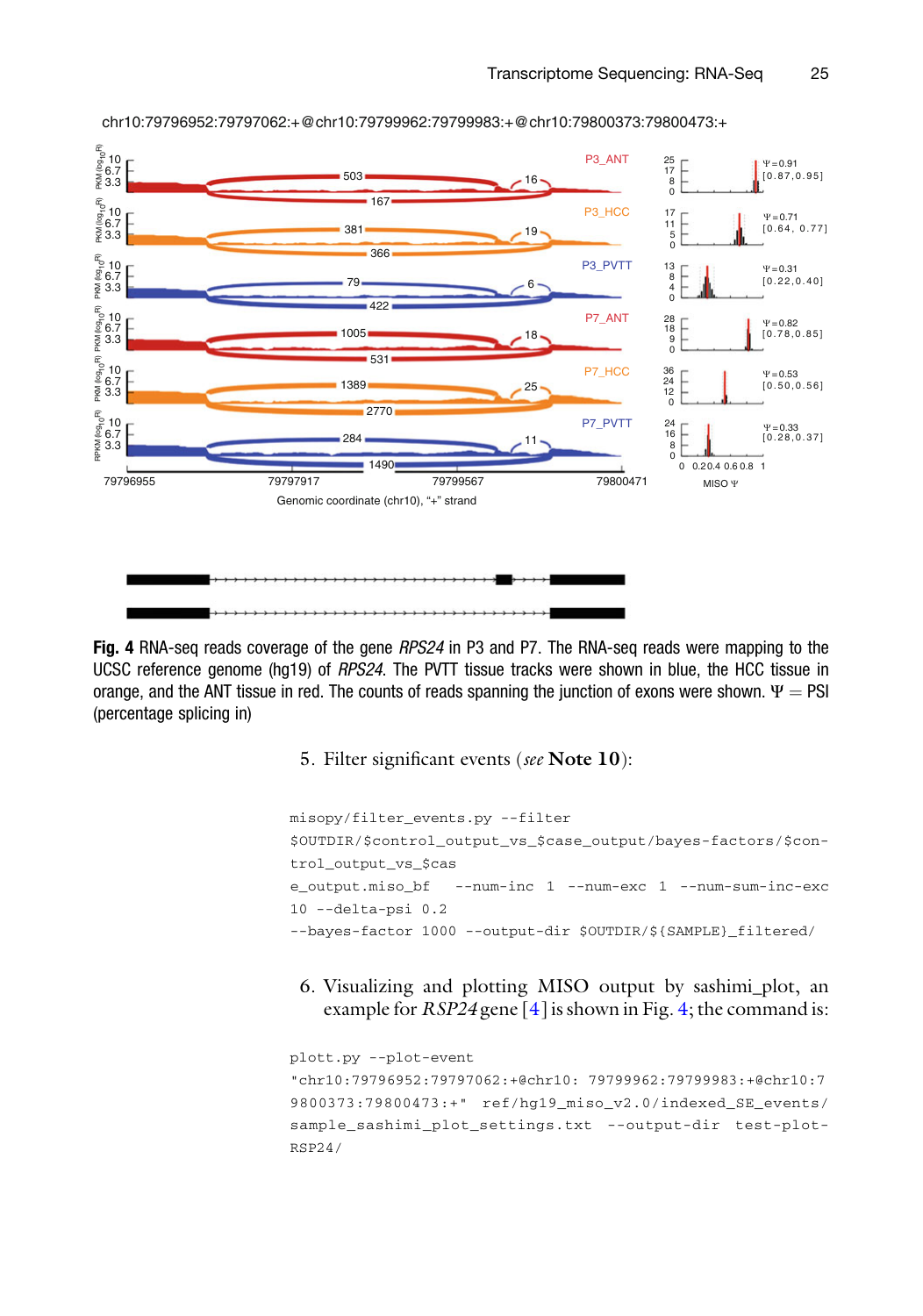**Fig. 4** RNA-seq reads coverage of the gene *RPS24* in P3 and P7. The RNA-seq reads were mapping to the UCSC reference genome (hg19) of *RPS24*. The PVTT tissue tracks were shown in blue, the HCC tissue in orange, and the ANT tissue in red. The counts of reads spanning the junction of exons were shown. Ψ = PSI (percentage splicing in)

5. Filter significant events (*see* **Note 10**):

```
misopy/filter_events.py --filter
$OUTDIR/$control_output_vs_$case_output/bayes-factors/$con-
trol_output_vs_$cas
e_output.miso_bf  --num-inc 1 --num-exc 1 --num-sum-inc-exc
10 --delta-psi 0.2
--bayes-factor 1000 --output-dir $OUTDIR/${SAMPLE}_filtered/
```

6. Visualizing and plotting MISO output by sashimi_plot, an example for *RSP24* gene [4] is shown in Fig. 4; the command is:

```
plott.py --plot-event
"chr10:79796952:79797062:+@chr10: 79799962:79799983:+@chr10:7
9800373:79800473:+"  ref/hg19_miso_v2.0/indexed_SE_events/
sample_sashimi_plot_settings.txt  --output-dir  test-plot-
RSP24/
```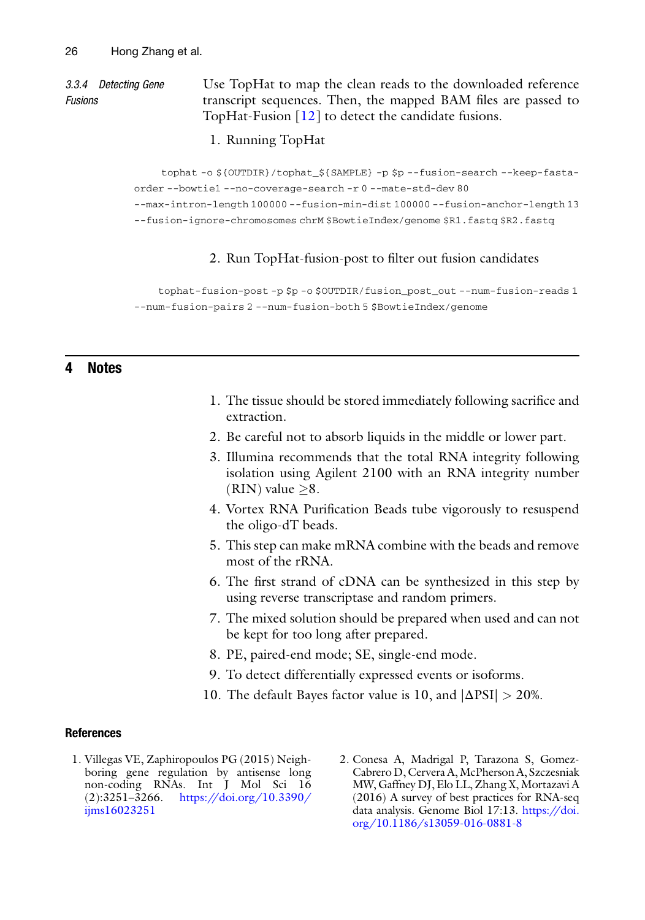#### 3.3.4 Detecting Gene Fusions

Use TopHat to map the clean reads to the downloaded reference transcript sequences. Then, the mapped BAM files are passed to TopHat-Fusion [12] to detect the candidate fusions.

1. Running TopHat

```
tophat -o ${OUTDIR}/tophat_${SAMPLE} -p $p --fusion-search --keep-fasta-order --bowtie1 --no-coverage-search -r 0 --mate-std-dev 80
--max-intron-length 100000 --fusion-min-dist 100000 --fusion-anchor-length 13
--fusion-ignore-chromosomes chrM $BowtieIndex/genome $R1.fastq $R2.fastq
```

2. Run TopHat-fusion-post to filter out fusion candidates

```
tophat-fusion-post -p $p -o $OUTDIR/fusion_post_out --num-fusion-reads 1
--num-fusion-pairs 2 --num-fusion-both 5 $BowtieIndex/genome
```

## 4 Notes

1. The tissue should be stored immediately following sacrifice and extraction.
2. Be careful not to absorb liquids in the middle or lower part.
3. Illumina recommends that the total RNA integrity following isolation using Agilent 2100 with an RNA integrity number (RIN) value $\geq 8$.
4. Vortex RNA Purification Beads tube vigorously to resuspend the oligo-dT beads.
5. This step can make mRNA combine with the beads and remove most of the rRNA.
6. The first strand of cDNA can be synthesized in this step by using reverse transcriptase and random primers.
7. The mixed solution should be prepared when used and can not be kept for too long after prepared.
8. PE, paired-end mode; SE, single-end mode.
9. To detect differentially expressed events or isoforms.
10. The default Bayes factor value is 10, and $|\Delta \text{PSI}| > 20\%$.

### References

1. Villegas VE, Zaphiropoulos PG (2015) Neighboring gene regulation by antisense long non-coding RNAs. Int J Mol Sci 16 (2):3251–3266. https://doi.org/10.3390/ijms16023251
2. Conesa A, Madrigal P, Tarazona S, Gomez-Cabrero D, Cervera A, McPherson A, Szczesniak MW, Gaffney DJ, Elo LL, Zhang X, Mortazavi A (2016) A survey of best practices for RNA-seq data analysis. Genome Biol 17:13. https://doi.org/10.1186/s13059-016-0881-8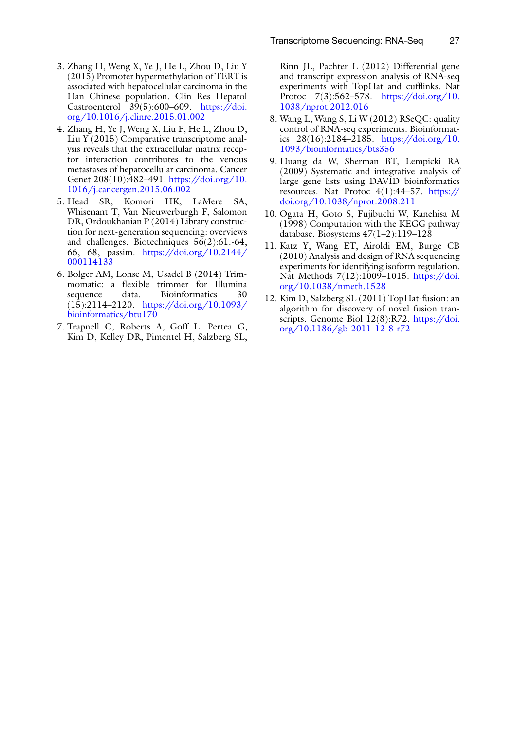3. Zhang H, Weng X, Ye J, He L, Zhou D, Liu Y (2015) Promoter hypermethylation of TERT is associated with hepatocellular carcinoma in the Han Chinese population. Clin Res Hepatol Gastroenterol 39(5):600–609. https://doi.org/10.1016/j.clinre.2015.01.002
4. Zhang H, Ye J, Weng X, Liu F, He L, Zhou D, Liu Y (2015) Comparative transcriptome analysis reveals that the extracellular matrix receptor interaction contributes to the venous metastases of hepatocellular carcinoma. Cancer Genet 208(10):482–491. https://doi.org/10.1016/j.cancergen.2015.06.002
5. Head SR, Komori HK, LaMere SA, Whisenant T, Van Nieuwerburgh F, Salomon DR, Ordoukhanian P (2014) Library construction for next-generation sequencing: overviews and challenges. Biotechniques 56(2):61.-64, 66, 68, passim. https://doi.org/10.2144/000114133
6. Bolger AM, Lohse M, Usadel B (2014) Trimmomatic: a flexible trimmer for Illumina sequence data. Bioinformatics 30 (15):2114–2120. https://doi.org/10.1093/bioinformatics/btu170
7. Trapnell C, Roberts A, Goff L, Pertea G, Kim D, Kelley DR, Pimentel H, Salzberg SL, Rinn JL, Pachter L (2012) Differential gene and transcript expression analysis of RNA-seq experiments with TopHat and cufflinks. Nat Protoc 7(3):562–578. https://doi.org/10.1038/nprot.2012.016
8. Wang L, Wang S, Li W (2012) RSeQC: quality control of RNA-seq experiments. Bioinformatics 28(16):2184–2185. https://doi.org/10.1093/bioinformatics/bts356
9. Huang da W, Sherman BT, Lempicki RA (2009) Systematic and integrative analysis of large gene lists using DAVID bioinformatics resources. Nat Protoc 4(1):44–57. https://doi.org/10.1038/nprot.2008.211
10. Ogata H, Goto S, Fujibuchi W, Kanehisa M (1998) Computation with the KEGG pathway database. Biosystems 47(1–2):119–128
11. Katz Y, Wang ET, Airoldi EM, Burge CB (2010) Analysis and design of RNA sequencing experiments for identifying isoform regulation. Nat Methods 7(12):1009–1015. https://doi.org/10.1038/nmeth.1528
12. Kim D, Salzberg SL (2011) TopHat-fusion: an algorithm for discovery of novel fusion transcripts. Genome Biol 12(8):R72. https://doi.org/10.1186/gb-2011-12-8-r72